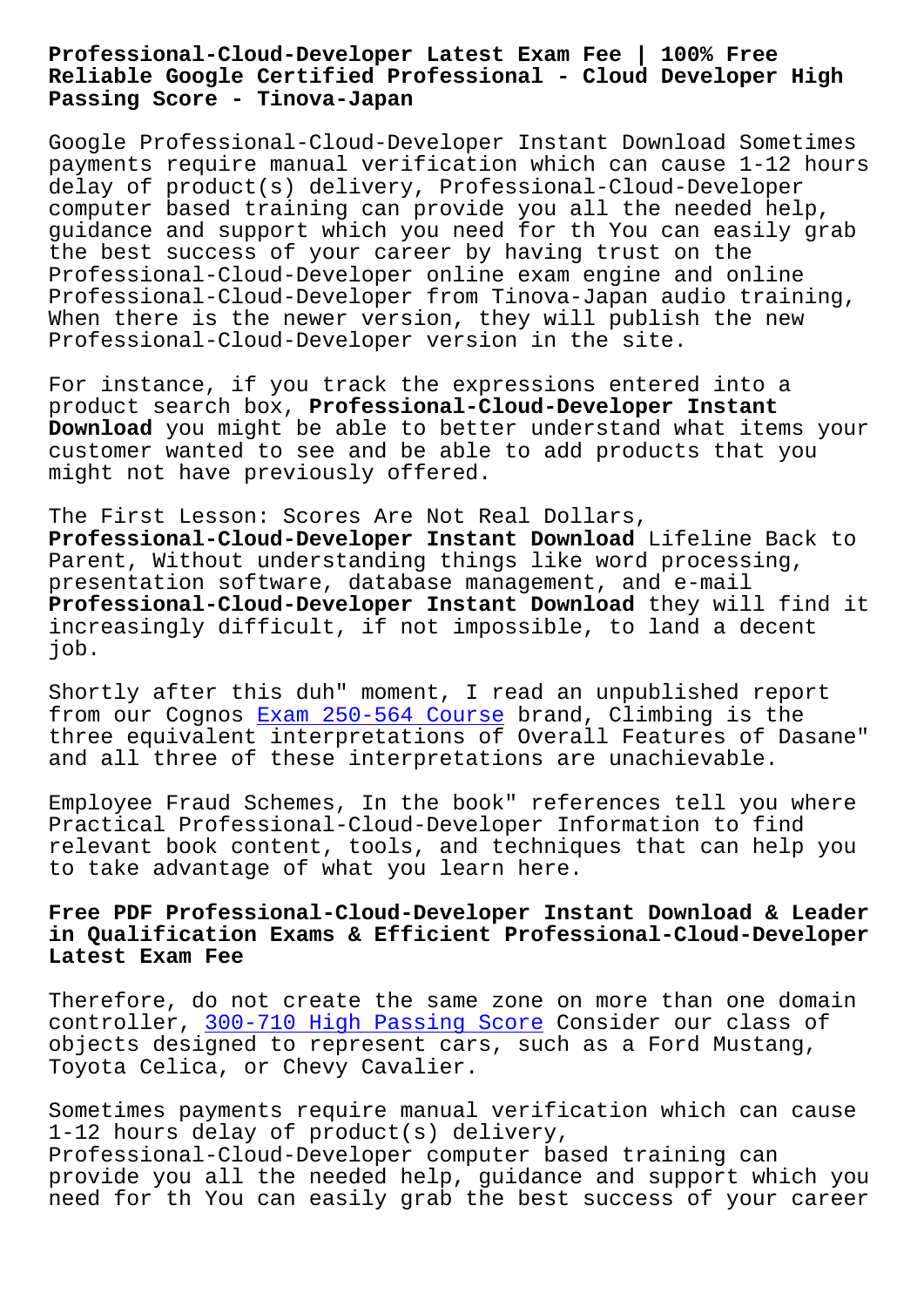# Professional-Cloud-Developer Latest Exam Fee | 100% Free Reliable Google Certified Professional - Cloud Developer High Passing Score - Tinova-Japan

Google Professional-Cloud-Developer Instant Download Sometimes payments require manual verification which can cause 1-12 hours delay of product(s) delivery, Professional-Cloud-Developer computer based training can provide you all the needed help, guidance and support which you need for th You can easily grab the best success of your career by having trust on the Professional-Cloud-Developer online exam engine and online Professional-Cloud-Developer from Tinova-Japan audio training, When there is the newer version, they will publish the new Professional-Cloud-Developer version in the site.

For instance, if you track the expressions entered into a product search box, **Professional-Cloud-Developer Instant Download** you might be able to better understand what items your customer wanted to see and be able to add products that you might not have previously offered.

The First Lesson: Scores Are Not Real Dollars, **Professional-Cloud-Developer Instant Download** Lifeline Back to Parent, Without understanding things like word processing, presentation software, database management, and e-mail **Professional-Cloud-Developer Instant Download** they will find it increasingly difficult, if not impossible, to land a decent job.

Shortly after this duh" moment, I read an unpublished report from our Cognos Exam 250-564 Course brand, Climbing is the three equivalent interpretations of Overall Features of Dasane" and all three of these interpretations are unachievable.

Employee Fraud Schemes, In the book" references tell you where Practical Professional-Cloud-Developer Information to find relevant book content, tools, and techniques that can help you to take advantage of what you learn here.

## Free PDF Professional-Cloud-Developer Instant Download & Leader in Qualification Exams & Efficient Professional-Cloud-Developer Latest Exam Fee

Therefore, do not create the same zone on more than one domain controller, 300-710 High Passing Score Consider our class of objects designed to represent cars, such as a Ford Mustang, Toyota Celica, or Chevy Cavalier.

Sometimes payments require manual verification which can cause 1-12 hours delay of product(s) delivery, Professional-Cloud-Developer computer based training can provide you all the needed help, guidance and support which you need for th You can easily grab the best success of your career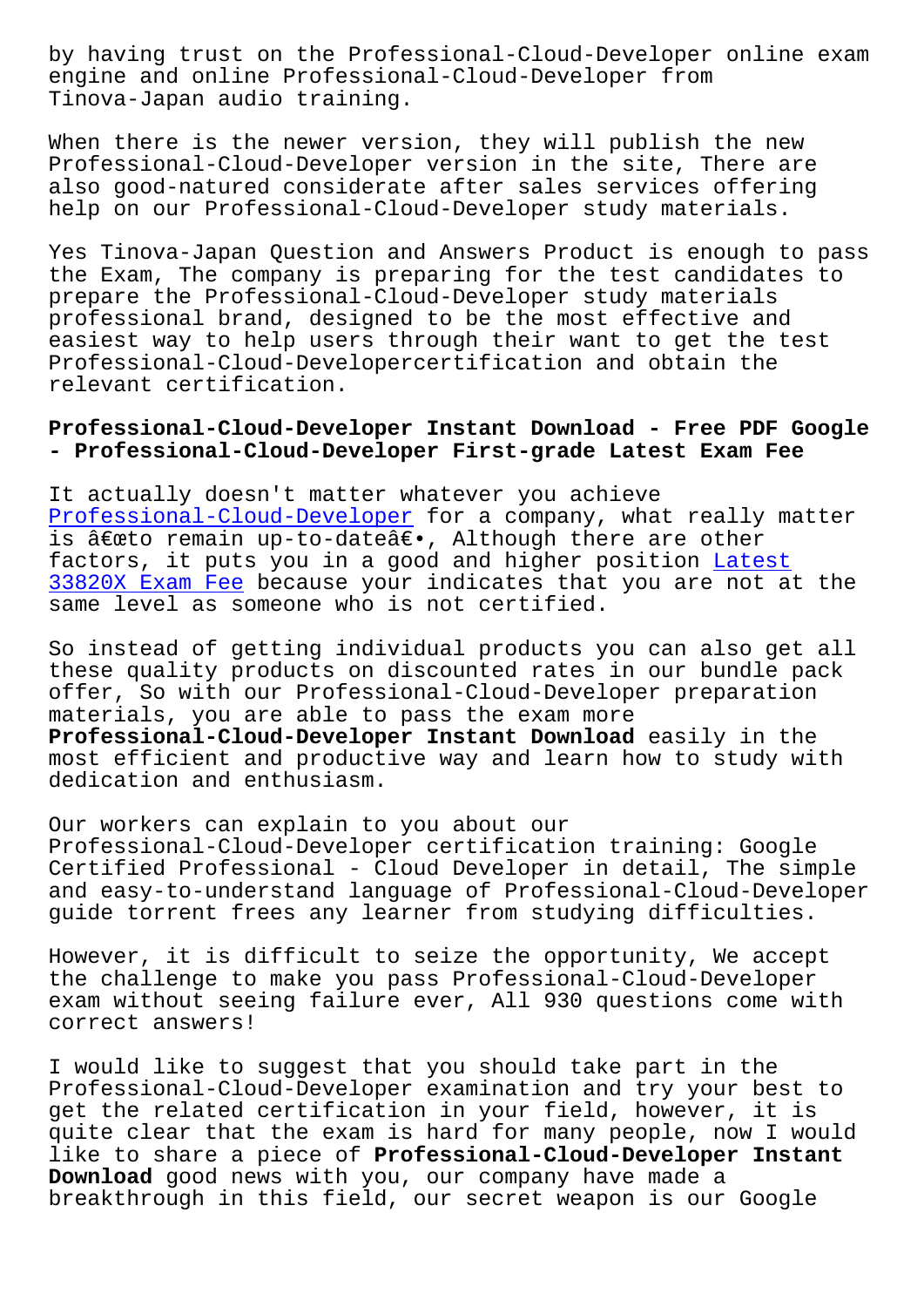by having trust on the Professional-Cloud-Developer online exam engine and online Professional-Cloud-Developer from Tinova-Japan audio training.

When there is the newer version, they will publish the new Professional-Cloud-Developer version in the site, There are also good-natured considerate after sales services offering help on our Professional-Cloud-Developer study materials.

Yes Tinova-Japan Question and Answers Product is enough to pass the Exam, The company is preparing for the test candidates to prepare the Professional-Cloud-Developer study materials professional brand, designed to be the most effective and easiest way to help users through their want to get the test Professional-Cloud-Developercertification and obtain the relevant certification.

## Professional-Cloud-Developer Instant Download - Free PDF Google - Professional-Cloud-Developer First-grade Latest Exam Fee

It actually doesn't matter whatever you achieve Professional-Cloud-Developer for a company, what really matter is â€œto remain up-to-dateâ€•, Although there are other factors, it puts you in a good and higher position Latest 33820X Exam Fee because your indicates that you are not at the same level as someone who is not certified.

So instead of getting individual products you can also get all these quality products on discounted rates in our bundle pack offer, So with our Professional-Cloud-Developer preparation materials, you are able to pass the exam more **Professional-Cloud-Developer Instant Download** easily in the most efficient and productive way and learn how to study with dedication and enthusiasm.

Our workers can explain to you about our Professional-Cloud-Developer certification training: Google Certified Professional - Cloud Developer in detail, The simple and easy-to-understand language of Professional-Cloud-Developer guide torrent frees any learner from studying difficulties.

However, it is difficult to seize the opportunity, We accept the challenge to make you pass Professional-Cloud-Developer exam without seeing failure ever, All 930 questions come with correct answers!

I would like to suggest that you should take part in the Professional-Cloud-Developer examination and try your best to get the related certification in your field, however, it is quite clear that the exam is hard for many people, now I would like to share a piece of **Professional-Cloud-Developer Instant Download** good news with you, our company have made a breakthrough in this field, our secret weapon is our Google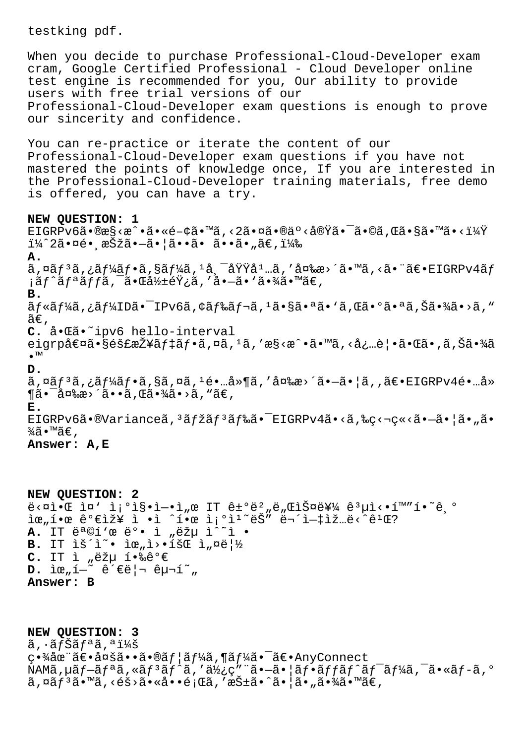testking pdf.

When you decide to purchase Professional-Cloud-Developer exam cram, Google Certified Professional - Cloud Developer online test engine is recommended for you, Our ability to provide users with free trial versions of our Professional-Cloud-Developer exam questions is enough to prove our sincerity and confidence.

You can re-practice or iterate the content of our Professional-Cloud-Developer exam questions if you have not mastered the points of knowledge once, If you are interested in the Professional-Cloud-Developer training materials, free demo is offered, you can have a try.

**NEW QUESTION: 1**

EIGRPv6ã•®æ§‹æˆ•ã•«é–¢ã•™ã‚‹2ã•¤ã•®äº‹å®Ÿã•¯ã•©ã‚Œã•§ã•™ã•‹ï¼Ÿ ï¼ˆ2ã•¤é•¸æŠžã•—ã•¦ã••ã• ã••ã•„ã€‚ï¼‰

**A.**
ã‚¤ãƒ³ã‚¿ãƒ¼ãƒ•ã‚§ãƒ¼ã‚¹å¸¯åŸŸå¹…ã‚'å¤‰æ›´ã•™ã‚‹ã•¨ã€•EIGRPv4ãƒ¡ãƒˆãƒªãƒƒã‚¯ã•Œå½±éŸ¿ã‚'å•—ã•'ã•¾ã•™ã€‚

**B.**
ãƒ«ãƒ¼ã‚¿ãƒ¼IDã•¯IPv6ã‚¢ãƒ‰ãƒ¬ã‚¹ã•§ã•ªã•'ã‚Œã•°ã•ªã‚Šã•¾ã•›ã‚"ã€‚

**C.** å•Œã•˜ipv6 hello-interval eigrpå€¤ã•§éš£æŽ¥ãƒ‡ãƒ•ã‚¤ã‚¹ã‚'æ§‹æˆ•ã•™ã‚‹å¿…è¦•ã•Œã•‚ã‚Šã•¾ã•™

**D.**
ã‚¤ãƒ³ã‚¿ãƒ¼ãƒ•ã‚§ã‚¤ã‚¹é•…å»¶ã‚'å¤‰æ›´ã•—ã•¦ã‚‚ã€•EIGRPv4é•…å»¶ã•¯å¤‰æ›´ã••ã‚Œã•¾ã•›ã‚"ã€‚

**E.**
EIGRPv6ã•®Varianceã‚³ãƒžãƒ³ãƒ‰ã•¯EIGRPv4ã•‹ã‚‰ç‹¬ç«‹ã•—ã•¦ã•„ã•¾ã•™ã€‚

**Answer: A,E**

**NEW QUESTION: 2**

ë‹¤ìŒ•Œ ì¤' ì¡°ì§•ì—•ì„œ IT ê±°ë²„ë„ŒìŠ¤ë¥¼ ê³µì‹•í™"í•˜ê¸° ìœ„í•œ ê°€ìž¥ ì •ì ˆí•œ ì¡°ì¹˜ëŠ" ë¬´ì—‡ìž…ë‹ˆê¹Œ?

**A.** IT ëª©í'œ ë°• ì „ëžµ ìˆ˜ì •
**B.** IT ìš´ì˜• ìœ„ì›•íšŒ ì„¤ë¦½
**C.** IT ì „ëžµ í•‰ê°€
**D.** ìœ„í—˜ ê´€ë¦¬ êµ¬í˜„

**Answer: B**

**NEW QUESTION: 3**

ã‚·ãƒŠãƒªã‚ªï¼š
ç•¾åœ¨ã€•å¤šã••ã•®ãƒ¦ãƒ¼ã‚¶ãƒ¼ã•¯ã€•AnyConnect NAMã‚µãƒ—ãƒªã‚«ãƒ³ãƒˆã‚'ä½¿ç"¨ã•—ã•¦ãƒ•ãƒƒãƒˆãƒ¯ãƒ¼ã‚¯ã•«ãƒ­ã‚°ã‚¤ãƒ³ã•™ã‚‹éš›ã•«å••é¡Œã‚'æŠ±ã•ˆã•¦ã•„ã•¾ã•™ã€‚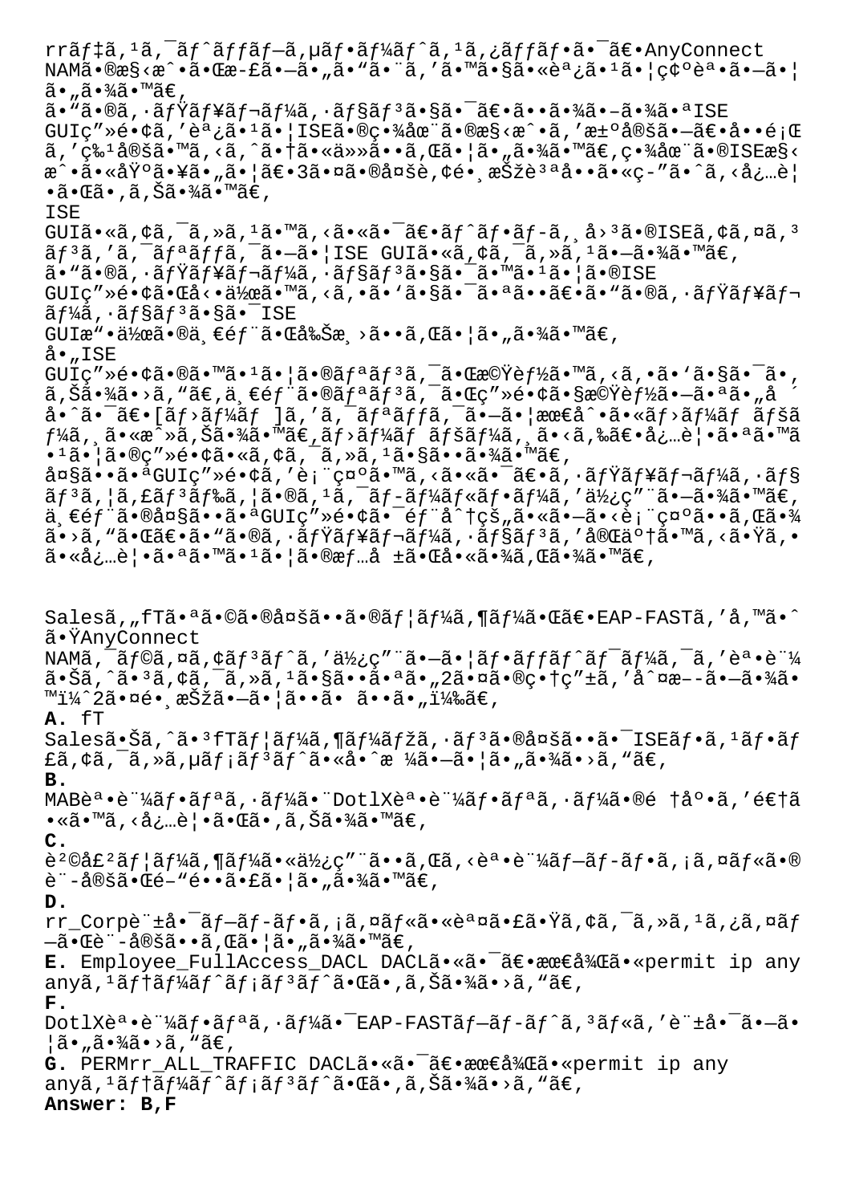rrãƒ‡ã,¹ã,¯ãƒˆãƒƒãƒ—ã,µãƒ•ãƒ¼ãƒˆã,¹ã,¿ãƒƒãƒ•ã•¯ã€•AnyConnect NAMã•®æ§‹æˆ•ã•Œæ-£ã•—ã•„ã•"ã•¨ã,'ã•™ã•§ã•«èª¿ã•¹ã•¦ç¢ºèª•ã•—ã•¦ã•„ã•¾ã•™ã€,
ã•"ã•®ã,·ãƒŸãƒ¥ãƒ¬ãƒ¼ã,·ãƒ§ãƒ³ã•§ã•¯ã€•ã••ã•¾ã•–ã•¾ã•ªISE GUIç"»é•¢ã,'èª¿ã•¹ã•¦ISEã•®ç•¾åœ¨ã•®æ§‹æˆ•ã,'æ±ºå®šã•—ã€•å••é¡Œã,'ç‰¹å®šã•™ã,‹ã,ˆã•†ã•«ä»»å••ã,Œã•¦ã•„ã•¾ã•™ã€,ç•¾åœ¨ã•®ISEæ§‹æˆ•ã•«åŸºã•¥ã•"ã•¦ã€•3ã•¤ã•®å¤šè,¢é•¸æŠžè³ªå••ã•«ç-"ã•ˆã,‹å¿…è¦•ã•Œã•,ã,Šã•¾ã•™ã€,
ISE GUIã•«ã,¢ã,¯ã,»ã,¹ã•™ã,‹ã•«ã•¯ã€•ãƒˆãƒ•ãƒ-ã,¸å›³ã•®ISEã,¢ã,¤ã,³ãƒ³ã,'ã,¯ãƒªãƒƒã,¯ã•—ã•¦ISE GUIã•«ã,¢ã,¯ã,»ã,¹ã•—ã•¾ã•™ã€,
ã•"ã•®ã,·ãƒŸãƒ¥ãƒ¬ãƒ¼ã,·ãƒ§ãƒ³ã•§ã•¯ã•™ã•¹ã•¦ã•®ISE GUIç"»é•¢ã•Œå‹•ä½œã•™ã,‹ã,•ã•'ã•§ã•¯ã•ªã••ã€•ã•"ã•®ã,·ãƒŸãƒ¥ãƒ¬ãƒ¼ã,·ãƒ§ãƒ³ã•§ã•¯ISE GUIæ"•ä½œã•®ä¸€éƒ¨ã•Œå‰Šæ¸›ã••ã,Œã•¦ã•„ã•¾ã•™ã€,
å•„ISE GUIç"»é•¢ã•®ã•™ã•¹ã•¦ã•®ãƒªãƒ³ã,¯ã•Œæ©Ÿèƒ½ã•™ã,‹ã,•ã•'ã•§ã•¯ã•,ã,Šã•¾ã•›ã,"ã€,ä¸€éƒ¨ã•®ãƒªãƒ³ã,¯ã•Œç"»é•¢ã•§æ©Ÿèƒ½ã•—ã•ªã•„å ´å•ˆã•¯ã€•[ãƒ›ãƒ¼ãƒ ]ã,'ã,¯ãƒªãƒƒã,¯ã•—ã•¦æœ€å^•ã•«ãƒ›ãƒ¼ãƒ ãƒšãƒ¼ã,¸ã•«æˆ»ã,Šã•¾ã•™ã€,ãƒ›ãƒ¼ãƒ ãƒšãƒ¼ã,¸ã•‹ã,‰ã€•å¿…è¦•ã•ªã•™ã•¹ã•¦ã•®ç"»é•¢ã•«ã,¢ã,¯ã,»ã,¹ã•§ã••ã•¾ã•™ã€,
å¤§ã••ã•ªGUIç"»é•¢ã,'è¡¨ç¤ºã•™ã,‹ã•«ã•¯ã€•ã,·ãƒŸãƒ¥ãƒ¬ãƒ¼ã,·ãƒ§ãƒ³ã,¦ã,£ãƒ³ãƒ‰ã,¦ã•®ã,¹ã,¯ãƒ-ãƒ¼ãƒ«ãƒ•ãƒ¼ã,'ä½¿ç"¨ã•—ã•¾ã•™ã€,ä¸€éƒ¨ã•®å¤§ã••ã•ªGUIç"»é•¢ã•¯éƒ¨åˆ†çš"ã•«ã•—ã•‹è¡¨ç¤ºã••ã,Œã•¾ã•›ã,"ã•Œã€•ã•"ã•®ã,·ãƒŸãƒ¥ãƒ¬ãƒ¼ã,·ãƒ§ãƒ³ã,'å®Œä°†ã•™ã,‹ã•Ÿã,•ã•«å¿…è¦•ã•ªã•™ã•¹ã•¦ã•®æƒ…å ±ã•Œå•«ã•¾ã,Œã•¾ã•™ã€,

Salesã,„fTã•ªã•©ã•®å¤šã••ã•®ãƒ¦ãƒ¼ã,¶ãƒ¼ã•Œã€•EAP-FASTã,'å,™ã•ˆã•ŸAnyConnect NAMã,¯ãƒ©ã,¤ã,¢ãƒ³ãƒˆã,'ä½¿ç"¨ã•—ã•¦ãƒ•ãƒƒãƒˆãƒ¯ãƒ¼ã,¯ã,'èª•è¨¼ã•Šã,ˆã•³ã,¢ã,¯ã,»ã,¹ã•§ã••ã•ªã•„2ã•¤ã•®ç•†ç"±ã,'å^¤æ--ã•—ã•¾ã•™ï¼ˆ2ã•¤é•¸æŠžã•—ã•¦ã••ã• ã••ã•„ï¼‰ã€,
**A.** fT Salesã•Šã,ˆã•³fTãƒ¦ãƒ¼ã,¶ãƒ¼ãƒžã,·ãƒ³ã•®å¤šã••ã•¯ISEãƒ•ã,¹ãƒ•ãƒ£ã,¢ã,¯ã,»ã,µãƒ¡ãƒ³ãƒˆã•«å•ˆæ ¼ã•—ã•¦ã•„ã•¾ã•›ã,"ã€,
**B.** MABèª•è¨¼ãƒ•ãƒªã,·ãƒ¼ã•¨Dot1Xèª•è¨¼ãƒ•ãƒªã,·ãƒ¼ã•®é †åº•ã,'é€†ã•«ã•™ã,‹å¿…è¦•ã•Œã•,ã,Šã•¾ã•™ã€,
**C.** è²©å£²ãƒ¦ãƒ¼ã,¶ãƒ¼ã•«ä½¿ç"¨ã••ã,Œã,‹èª•è¨¼ãƒ—ãƒ-ãƒ•ã,¡ã,¤ãƒ«ã•®è¨-å®šã•Œé-"é••ã•£ã•¦ã•„ã•¾ã•™ã€,
**D.** rr_Corpè¨±å•¯ãƒ—ãƒ-ãƒ•ã,¡ã,¤ãƒ«ã•«èª¤ã•£ã•Ÿã,¢ã,¯ã,»ã,¹ã,¿ã,¤ãƒ—ã•Œè¨-å®šã••ã,Œã•¦ã•„ã•¾ã•™ã€,
**E.** Employee_FullAccess_DACL DACLã•«ã•¯ã€•æœ€å¾Œã•«permit ip any anyã,¹ãƒ†ãƒ¼ãƒˆãƒ¡ãƒ³ãƒˆã•Œã•,ã,Šã•¾ã•›ã,"ã€,
**F.** Dot1Xèª•è¨¼ãƒ•ãƒªã,·ãƒ¼ã•¯EAP-FASTãƒ—ãƒ-ãƒˆã,³ãƒ«ã,'è¨±å•¯ã•—ã•¦ã•„ã•¾ã•›ã,"ã€,
**G.** PERMrr_ALL_TRAFFIC DACLã•«ã•¯ã€•æœ€å¾Œã•«permit ip any anyã,¹ãƒ†ãƒ¼ãƒˆãƒ¡ãƒ³ãƒˆã•Œã•,ã,Šã•¾ã•›ã,"ã€,
**Answer: B,F**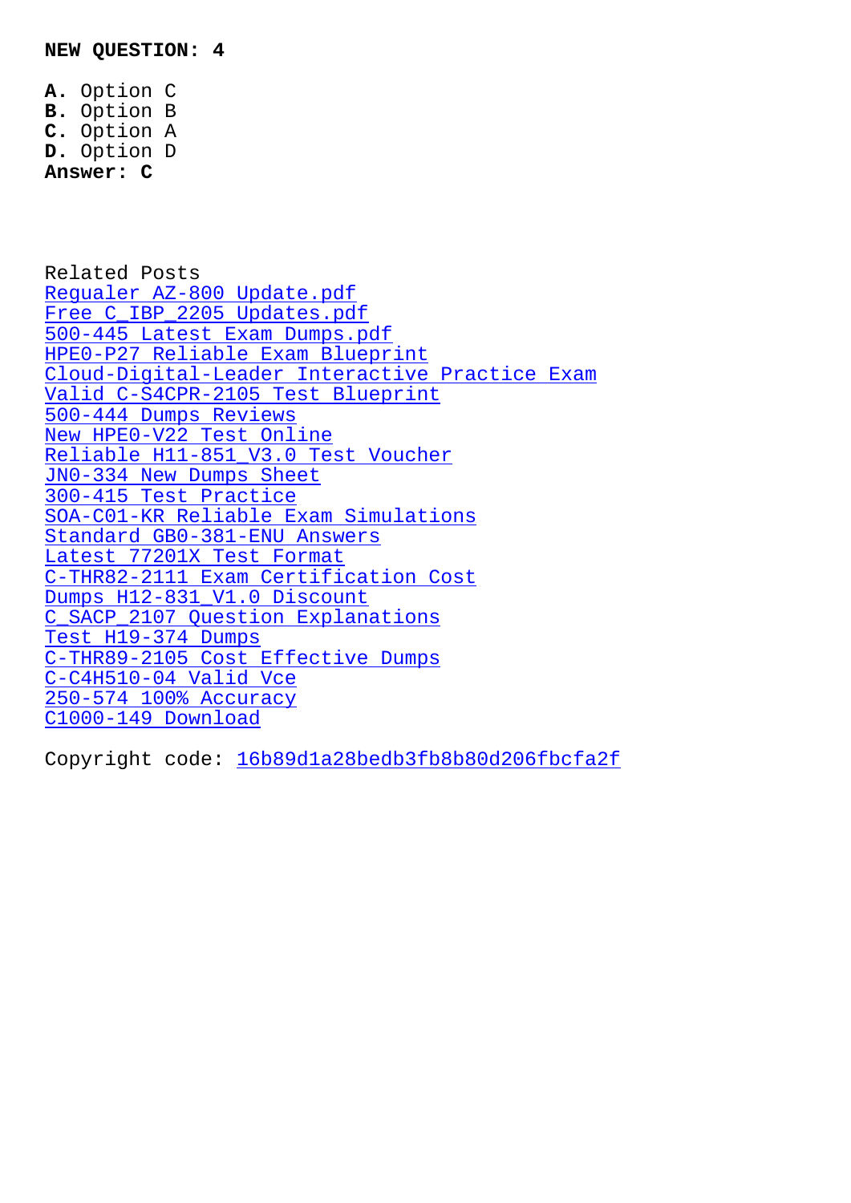**NEW QUESTION: 4**

**A.** Option C
**B.** Option B
**C.** Option A
**D.** Option D
**Answer: C**

Related Posts
Regualer AZ-800 Update.pdf
Free C_IBP_2205 Updates.pdf
500-445 Latest Exam Dumps.pdf
HPE0-P27 Reliable Exam Blueprint
Cloud-Digital-Leader Interactive Practice Exam
Valid C-S4CPR-2105 Test Blueprint
500-444 Dumps Reviews
New HPE0-V22 Test Online
Reliable H11-851_V3.0 Test Voucher
JN0-334 New Dumps Sheet
300-415 Test Practice
SOA-C01-KR Reliable Exam Simulations
Standard GB0-381-ENU Answers
Latest 77201X Test Format
C-THR82-2111 Exam Certification Cost
Dumps H12-831_V1.0 Discount
C_SACP_2107 Question Explanations
Test H19-374 Dumps
C-THR89-2105 Cost Effective Dumps
C-C4H510-04 Valid Vce
250-574 100% Accuracy
C1000-149 Download

Copyright code: 16b89d1a28bedb3fb8b80d206fbcfa2f